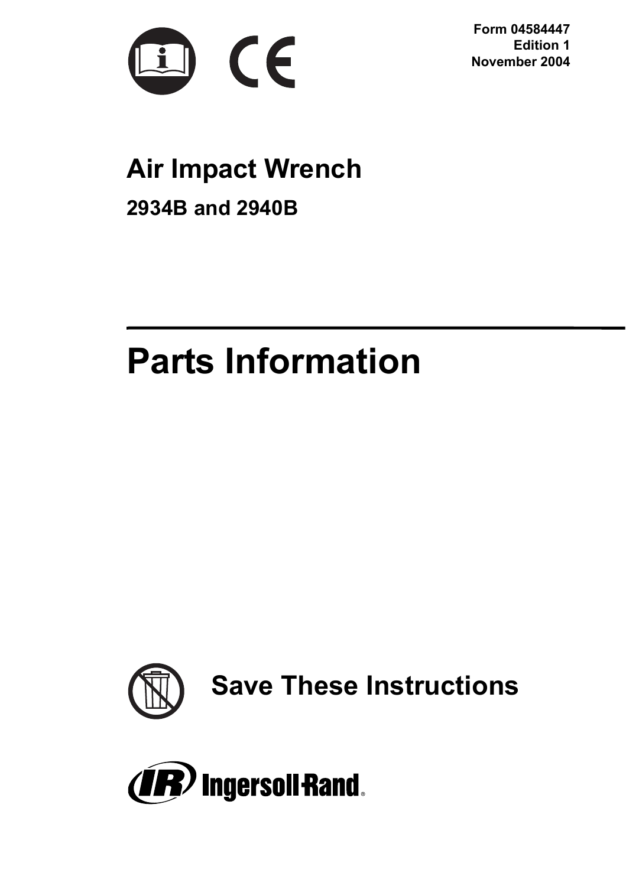Form 04584447
Edition 1
November 2004

# Air Impact Wrench

## 2934B and 2940B

# Parts Information

**Save These Instructions**

Ingersoll-Rand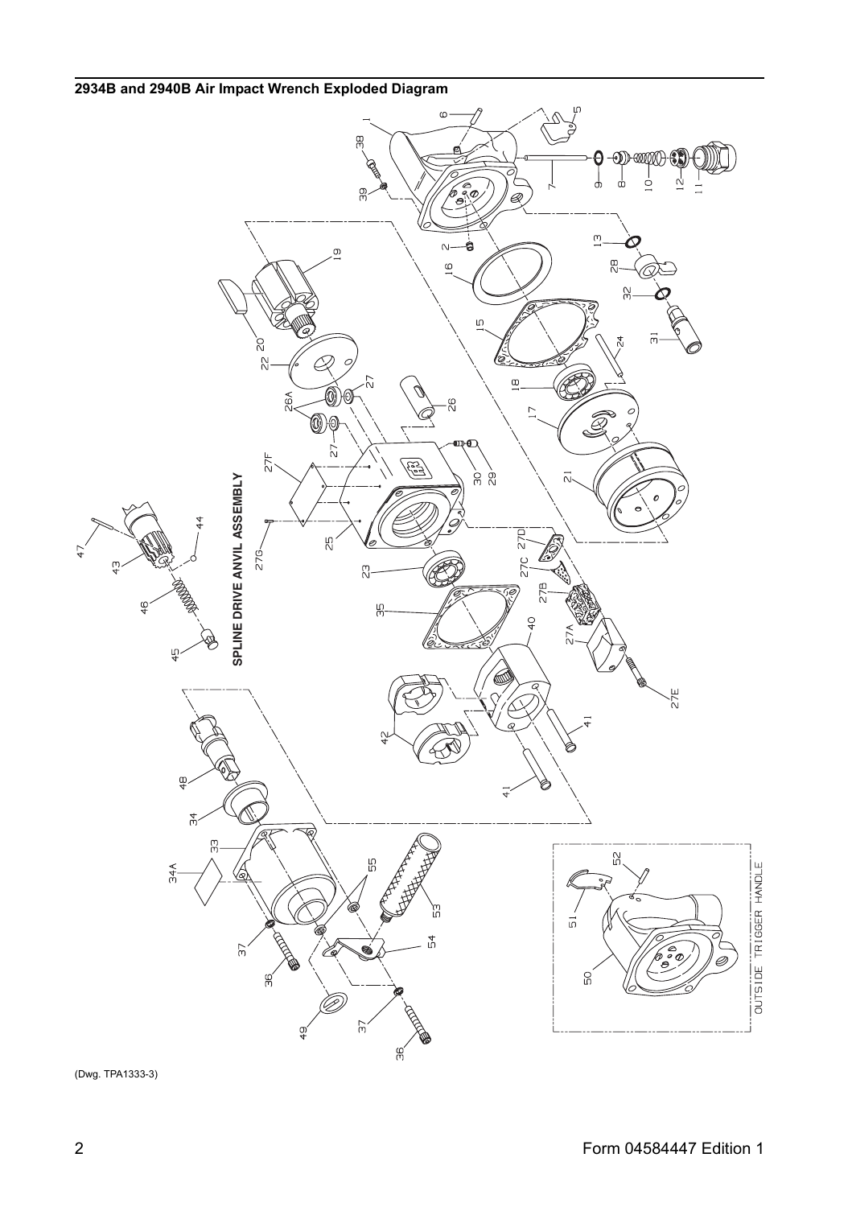## 2934B and 2940B Air Impact Wrench Exploded Diagram

(Dwg. TPA1333-3)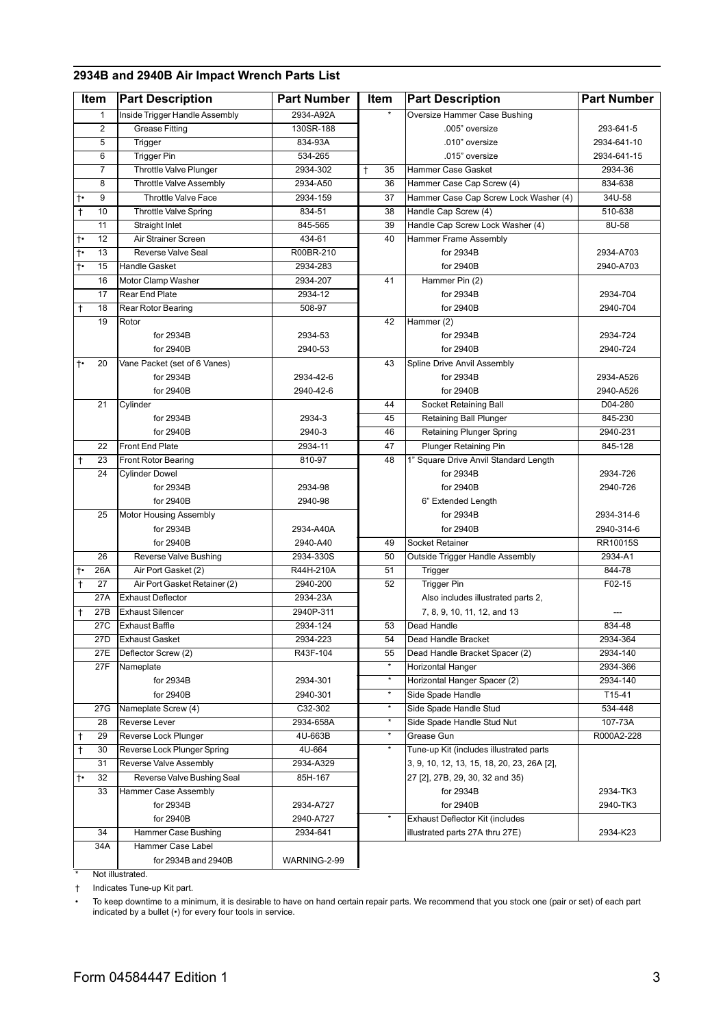## 2934B and 2940B Air Impact Wrench Parts List

| Item | Part Description | Part Number | Item | Part Description | Part Number |
|---|---|---|---|---|---|
| 1 | Inside Trigger Handle Assembly | 2934-A92A | * | Oversize Hammer Case Bushing | |
| 2 | Grease Fitting | 130SR-188 | | .005" oversize | 293-641-5 |
| 5 | Trigger | 834-93A | | .010" oversize | 2934-641-10 |
| 6 | Trigger Pin | 534-265 | | .015" oversize | 2934-641-15 |
| 7 | Throttle Valve Plunger | 2934-302 | † 35 | Hammer Case Gasket | 2934-36 |
| 8 | Throttle Valve Assembly | 2934-A50 | 36 | Hammer Case Cap Screw (4) | 834-638 |
| †• 9 | Throttle Valve Face | 2934-159 | 37 | Hammer Case Cap Screw Lock Washer (4) | 34U-58 |
| † 10 | Throttle Valve Spring | 834-51 | 38 | Handle Cap Screw (4) | 510-638 |
| 11 | Straight Inlet | 845-565 | 39 | Handle Cap Screw Lock Washer (4) | 8U-58 |
| †• 12 | Air Strainer Screen | 434-61 | 40 | Hammer Frame Assembly | |
| †• 13 | Reverse Valve Seal | R00BR-210 | | for 2934B | 2934-A703 |
| †• 15 | Handle Gasket | 2934-283 | | for 2940B | 2940-A703 |
| 16 | Motor Clamp Washer | 2934-207 | 41 | Hammer Pin (2) | |
| 17 | Rear End Plate | 2934-12 | | for 2934B | 2934-704 |
| † 18 | Rear Rotor Bearing | 508-97 | | for 2940B | 2940-704 |
| 19 | Rotor | | 42 | Hammer (2) | |
| | for 2934B | 2934-53 | | for 2934B | 2934-724 |
| | for 2940B | 2940-53 | | for 2940B | 2940-724 |
| †• 20 | Vane Packet (set of 6 Vanes) | | 43 | Spline Drive Anvil Assembly | |
| | for 2934B | 2934-42-6 | | for 2934B | 2934-A526 |
| | for 2940B | 2940-42-6 | | for 2940B | 2940-A526 |
| 21 | Cylinder | | 44 | Socket Retaining Ball | D04-280 |
| | for 2934B | 2934-3 | 45 | Retaining Ball Plunger | 845-230 |
| | for 2940B | 2940-3 | 46 | Retaining Plunger Spring | 2940-231 |
| 22 | Front End Plate | 2934-11 | 47 | Plunger Retaining Pin | 845-128 |
| † 23 | Front Rotor Bearing | 810-97 | 48 | 1" Square Drive Anvil Standard Length | |
| 24 | Cylinder Dowel | | | for 2934B | 2934-726 |
| | for 2934B | 2934-98 | | for 2940B | 2940-726 |
| | for 2940B | 2940-98 | | 6" Extended Length | |
| 25 | Motor Housing Assembly | | | for 2934B | 2934-314-6 |
| | for 2934B | 2934-A40A | | for 2940B | 2940-314-6 |
| | for 2940B | 2940-A40 | 49 | Socket Retainer | RR10015S |
| 26 | Reverse Valve Bushing | 2934-330S | 50 | Outside Trigger Handle Assembly | 2934-A1 |
| †• 26A | Air Port Gasket (2) | R44H-210A | 51 | Trigger | 844-78 |
| † 27 | Air Port Gasket Retainer (2) | 2940-200 | 52 | Trigger Pin | F02-15 |
| 27A | Exhaust Deflector | 2934-23A | | Also includes illustrated parts 2, | |
| † 27B | Exhaust Silencer | 2940P-311 | | 7, 8, 9, 10, 11, 12, and 13 | --- |
| 27C | Exhaust Baffle | 2934-124 | 53 | Dead Handle | 834-48 |
| 27D | Exhaust Gasket | 2934-223 | 54 | Dead Handle Bracket | 2934-364 |
| 27E | Deflector Screw (2) | R43F-104 | 55 | Dead Handle Bracket Spacer (2) | 2934-140 |
| 27F | Nameplate | | * | Horizontal Hanger | 2934-366 |
| | for 2934B | 2934-301 | * | Horizontal Hanger Spacer (2) | 2934-140 |
| | for 2940B | 2940-301 | * | Side Spade Handle | T15-41 |
| 27G | Nameplate Screw (4) | C32-302 | * | Side Spade Handle Stud | 534-448 |
| 28 | Reverse Lever | 2934-658A | * | Side Spade Handle Stud Nut | 107-73A |
| † 29 | Reverse Lock Plunger | 4U-663B | * | Grease Gun | R000A2-228 |
| † 30 | Reverse Lock Plunger Spring | 4U-664 | * | Tune-up Kit (includes illustrated parts | |
| 31 | Reverse Valve Assembly | 2934-A329 | | 3, 9, 10, 12, 13, 15, 18, 20, 23, 26A [2], | |
| †• 32 | Reverse Valve Bushing Seal | 85H-167 | | 27 [2], 27B, 29, 30, 32 and 35) | |
| 33 | Hammer Case Assembly | | | for 2934B | 2934-TK3 |
| | for 2934B | 2934-A727 | | for 2940B | 2940-TK3 |
| | for 2940B | 2940-A727 | * | Exhaust Deflector Kit (includes | |
| 34 | Hammer Case Bushing | 2934-641 | | illustrated parts 27A thru 27E) | 2934-K23 |
| 34A | Hammer Case Label | | | | |
| | for 2934B and 2940B | WARNING-2-99 | | | |

\* Not illustrated.

† Indicates Tune-up Kit part.

• To keep downtime to a minimum, it is desirable to have on hand certain repair parts. We recommend that you stock one (pair or set) of each part indicated by a bullet (•) for every four tools in service.

Form 04584447 Edition 1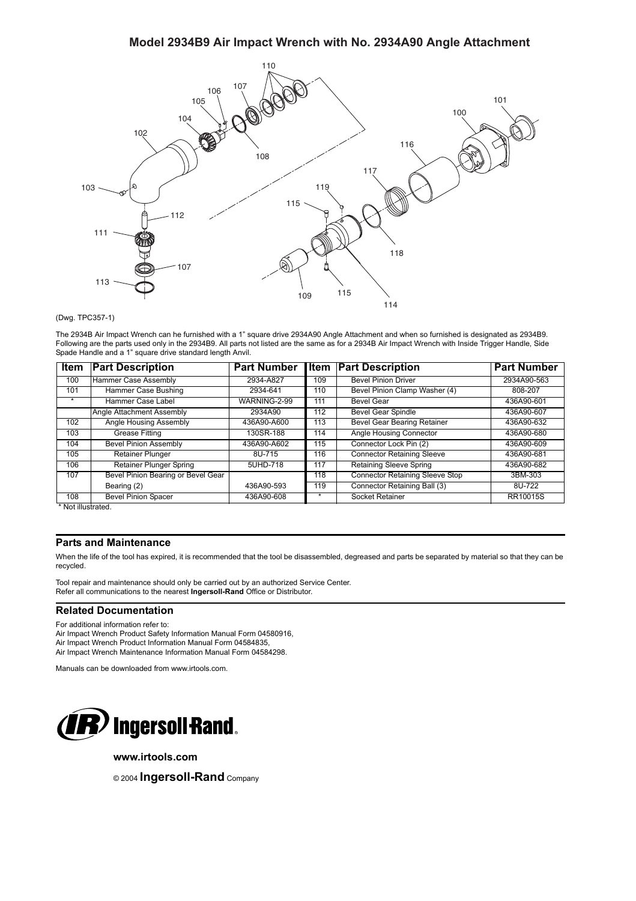# Model 2934B9 Air Impact Wrench with No. 2934A90 Angle Attachment

110
106
107
105
101
104
100
102
116
108
117
103
119
115
112
111
118
107
113
109
115
114

(Dwg. TPC357-1)

The 2934B Air Impact Wrench can he furnished with a 1" square drive 2934A90 Angle Attachment and when so furnished is designated as 2934B9. Following are the parts used only in the 2934B9. All parts not listed are the same as for a 2934B Air Impact Wrench with Inside Trigger Handle, Side Spade Handle and a 1" square drive standard length Anvil.

| Item | Part Description | Part Number | Item | Part Description | Part Number |
|---|---|---|---|---|---|
| 100 | Hammer Case Assembly | 2934-A827 | 109 | Bevel Pinion Driver | 2934A90-563 |
| 101 | Hammer Case Bushing | 2934-641 | 110 | Bevel Pinion Clamp Washer (4) | 808-207 |
| * | Hammer Case Label | WARNING-2-99 | 111 | Bevel Gear | 436A90-601 |
| | Angle Attachment Assembly | 2934A90 | 112 | Bevel Gear Spindle | 436A90-607 |
| 102 | Angle Housing Assembly | 436A90-A600 | 113 | Bevel Gear Bearing Retainer | 436A90-632 |
| 103 | Grease Fitting | 130SR-188 | 114 | Angle Housing Connector | 436A90-680 |
| 104 | Bevel Pinion Assembly | 436A90-A602 | 115 | Connector Lock Pin (2) | 436A90-609 |
| 105 | Retainer Plunger | 8U-715 | 116 | Connector Retaining Sleeve | 436A90-681 |
| 106 | Retainer Plunger Spring | 5UHD-718 | 117 | Retaining Sleeve Spring | 436A90-682 |
| 107 | Bevel Pinion Bearing or Bevel Gear Bearing (2) | 436A90-593 | 118 | Connector Retaining Sleeve Stop | 3BM-303 |
| | | | 119 | Connector Retaining Ball (3) | 8U-722 |
| 108 | Bevel Pinion Spacer | 436A90-608 | * | Socket Retainer | RR10015S |

* Not illustrated.

## Parts and Maintenance

When the life of the tool has expired, it is recommended that the tool be disassembled, degreased and parts be separated by material so that they can be recycled.

Tool repair and maintenance should only be carried out by an authorized Service Center.
Refer all communications to the nearest **Ingersoll-Rand** Office or Distributor.

## Related Documentation

For additional information refer to:
Air Impact Wrench Product Safety Information Manual Form 04580916,
Air Impact Wrench Product Information Manual Form 04584835,
Air Impact Wrench Maintenance Information Manual Form 04584298.

Manuals can be downloaded from www.irtools.com.

Ingersoll-Rand

**www.irtools.com**

© 2004 **Ingersoll-Rand** Company